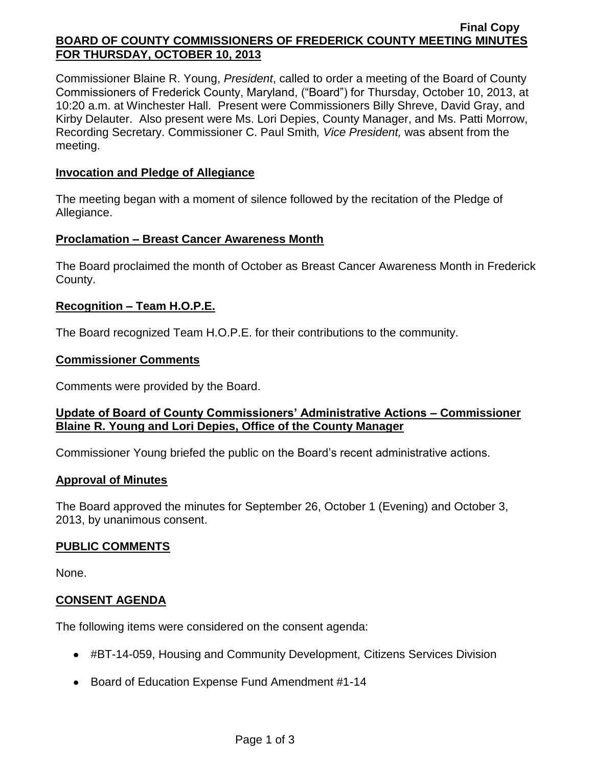Final Copy

# BOARD OF COUNTY COMMISSIONERS OF FREDERICK COUNTY MEETING MINUTES FOR THURSDAY, OCTOBER 10, 2013

Commissioner Blaine R. Young, *President*, called to order a meeting of the Board of County Commissioners of Frederick County, Maryland, ("Board") for Thursday, October 10, 2013, at 10:20 a.m. at Winchester Hall. Present were Commissioners Billy Shreve, David Gray, and Kirby Delauter. Also present were Ms. Lori Depies, County Manager, and Ms. Patti Morrow, Recording Secretary. Commissioner C. Paul Smith*, Vice President,* was absent from the meeting.

## Invocation and Pledge of Allegiance

The meeting began with a moment of silence followed by the recitation of the Pledge of Allegiance.

## Proclamation – Breast Cancer Awareness Month

The Board proclaimed the month of October as Breast Cancer Awareness Month in Frederick County.

## Recognition – Team H.O.P.E.

The Board recognized Team H.O.P.E. for their contributions to the community.

## Commissioner Comments

Comments were provided by the Board.

## Update of Board of County Commissioners' Administrative Actions – Commissioner Blaine R. Young and Lori Depies, Office of the County Manager

Commissioner Young briefed the public on the Board's recent administrative actions.

## Approval of Minutes

The Board approved the minutes for September 26, October 1 (Evening) and October 3, 2013, by unanimous consent.

## PUBLIC COMMENTS

None.

## CONSENT AGENDA

The following items were considered on the consent agenda:

- #BT-14-059, Housing and Community Development, Citizens Services Division
- Board of Education Expense Fund Amendment #1-14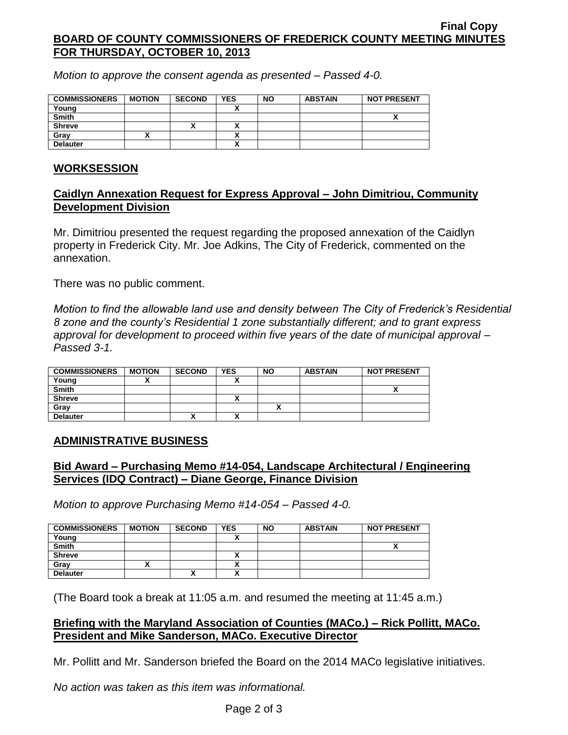Final Copy

**BOARD OF COUNTY COMMISSIONERS OF FREDERICK COUNTY MEETING MINUTES FOR THURSDAY, OCTOBER 10, 2013**

*Motion to approve the consent agenda as presented – Passed 4-0.*

| COMMISSIONERS | MOTION | SECOND | YES | NO | ABSTAIN | NOT PRESENT |
|---|---|---|---|---|---|---|
| Young | | | X | | | |
| Smith | | | | | | X |
| Shreve | | X | X | | | |
| Gray | X | | X | | | |
| Delauter | | | X | | | |

## WORKSESSION

### Caidlyn Annexation Request for Express Approval – John Dimitriou, Community Development Division

Mr. Dimitriou presented the request regarding the proposed annexation of the Caidlyn property in Frederick City. Mr. Joe Adkins, The City of Frederick, commented on the annexation.

There was no public comment.

*Motion to find the allowable land use and density between The City of Frederick's Residential 8 zone and the county's Residential 1 zone substantially different; and to grant express approval for development to proceed within five years of the date of municipal approval – Passed 3-1.*

| COMMISSIONERS | MOTION | SECOND | YES | NO | ABSTAIN | NOT PRESENT |
|---|---|---|---|---|---|---|
| Young | X | | X | | | |
| Smith | | | | | | X |
| Shreve | | | X | | | |
| Gray | | | | X | | |
| Delauter | | X | X | | | |

## ADMINISTRATIVE BUSINESS

### Bid Award – Purchasing Memo #14-054, Landscape Architectural / Engineering Services (IDQ Contract) – Diane George, Finance Division

*Motion to approve Purchasing Memo #14-054 – Passed 4-0.*

| COMMISSIONERS | MOTION | SECOND | YES | NO | ABSTAIN | NOT PRESENT |
|---|---|---|---|---|---|---|
| Young | | | X | | | |
| Smith | | | | | | X |
| Shreve | | | X | | | |
| Gray | X | | X | | | |
| Delauter | | X | X | | | |

(The Board took a break at 11:05 a.m. and resumed the meeting at 11:45 a.m.)

### Briefing with the Maryland Association of Counties (MACo.) – Rick Pollitt, MACo. President and Mike Sanderson, MACo. Executive Director

Mr. Pollitt and Mr. Sanderson briefed the Board on the 2014 MACo legislative initiatives.

*No action was taken as this item was informational.*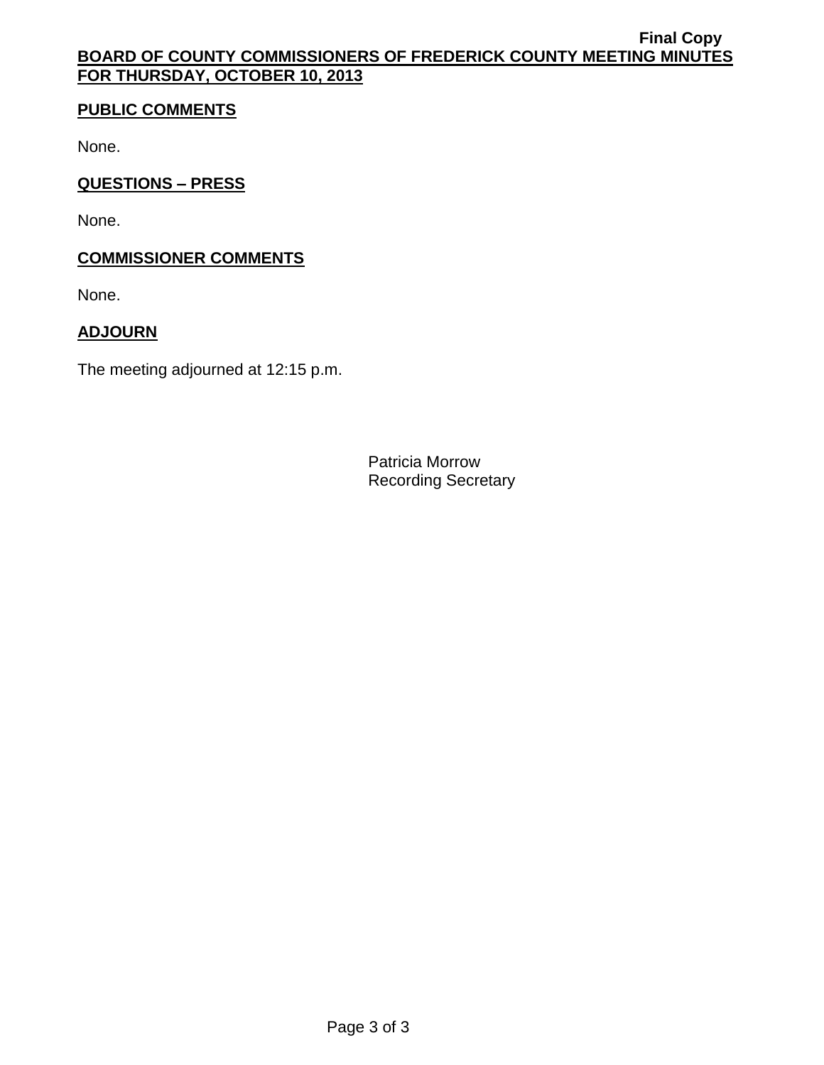## PUBLIC COMMENTS

None.

## QUESTIONS – PRESS

None.

## COMMISSIONER COMMENTS

None.

## ADJOURN

The meeting adjourned at 12:15 p.m.

Patricia Morrow
Recording Secretary